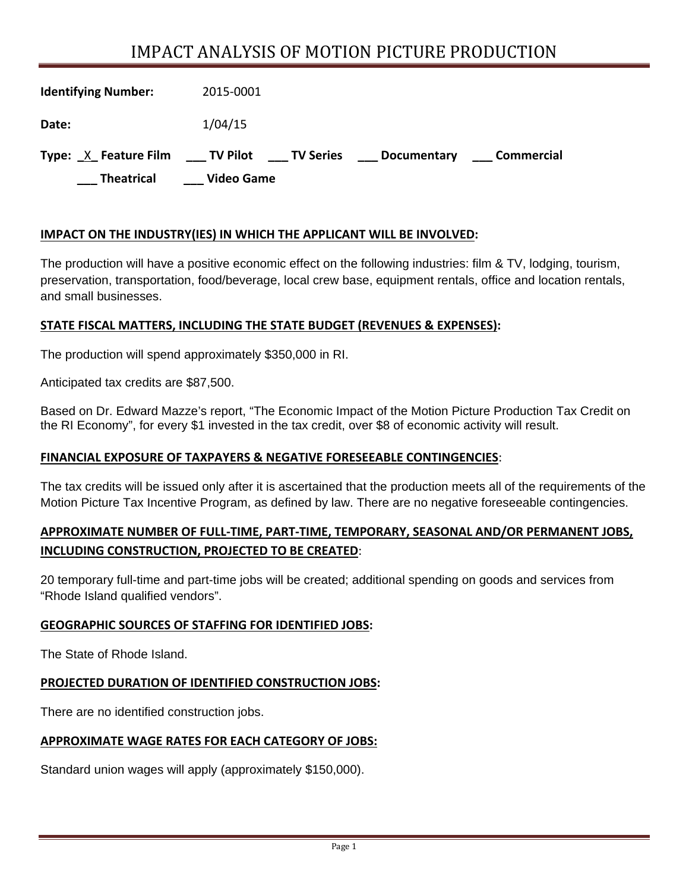# IMPACT ANALYSIS OF MOTION PICTURE PRODUCTION

**Identifying Number:** 2015-0001

**Date:** 1/04/15

**Type:** _X_ **Feature Film** ___ **TV Pilot** ___ **TV Series** ___ **Documentary** ___ **Commercial**

___ **Theatrical** ___ **Video Game**

**IMPACT ON THE INDUSTRY(IES) IN WHICH THE APPLICANT WILL BE INVOLVED:**

The production will have a positive economic effect on the following industries: film & TV, lodging, tourism, preservation, transportation, food/beverage, local crew base, equipment rentals, office and location rentals, and small businesses.

**STATE FISCAL MATTERS, INCLUDING THE STATE BUDGET (REVENUES & EXPENSES):**

The production will spend approximately $350,000 in RI.

Anticipated tax credits are $87,500.

Based on Dr. Edward Mazze's report, "The Economic Impact of the Motion Picture Production Tax Credit on the RI Economy", for every $1 invested in the tax credit, over $8 of economic activity will result.

**FINANCIAL EXPOSURE OF TAXPAYERS & NEGATIVE FORESEEABLE CONTINGENCIES:**

The tax credits will be issued only after it is ascertained that the production meets all of the requirements of the Motion Picture Tax Incentive Program, as defined by law. There are no negative foreseeable contingencies.

**APPROXIMATE NUMBER OF FULL-TIME, PART-TIME, TEMPORARY, SEASONAL AND/OR PERMANENT JOBS, INCLUDING CONSTRUCTION, PROJECTED TO BE CREATED:**

20 temporary full-time and part-time jobs will be created; additional spending on goods and services from "Rhode Island qualified vendors".

**GEOGRAPHIC SOURCES OF STAFFING FOR IDENTIFIED JOBS:**

The State of Rhode Island.

**PROJECTED DURATION OF IDENTIFIED CONSTRUCTION JOBS:**

There are no identified construction jobs.

**APPROXIMATE WAGE RATES FOR EACH CATEGORY OF JOBS:**

Standard union wages will apply (approximately $150,000).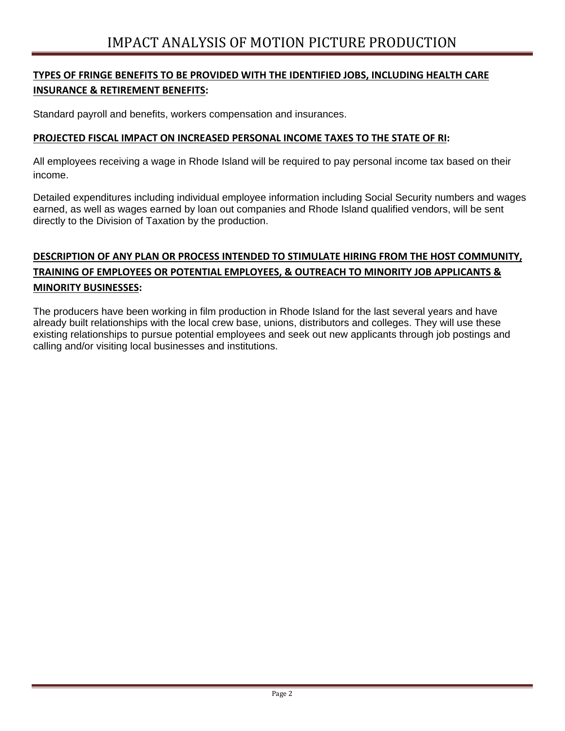**TYPES OF FRINGE BENEFITS TO BE PROVIDED WITH THE IDENTIFIED JOBS, INCLUDING HEALTH CARE INSURANCE & RETIREMENT BENEFITS:**

Standard payroll and benefits, workers compensation and insurances.

**PROJECTED FISCAL IMPACT ON INCREASED PERSONAL INCOME TAXES TO THE STATE OF RI:**

All employees receiving a wage in Rhode Island will be required to pay personal income tax based on their income.

Detailed expenditures including individual employee information including Social Security numbers and wages earned, as well as wages earned by loan out companies and Rhode Island qualified vendors, will be sent directly to the Division of Taxation by the production.

**DESCRIPTION OF ANY PLAN OR PROCESS INTENDED TO STIMULATE HIRING FROM THE HOST COMMUNITY, TRAINING OF EMPLOYEES OR POTENTIAL EMPLOYEES, & OUTREACH TO MINORITY JOB APPLICANTS & MINORITY BUSINESSES:**

The producers have been working in film production in Rhode Island for the last several years and have already built relationships with the local crew base, unions, distributors and colleges. They will use these existing relationships to pursue potential employees and seek out new applicants through job postings and calling and/or visiting local businesses and institutions.